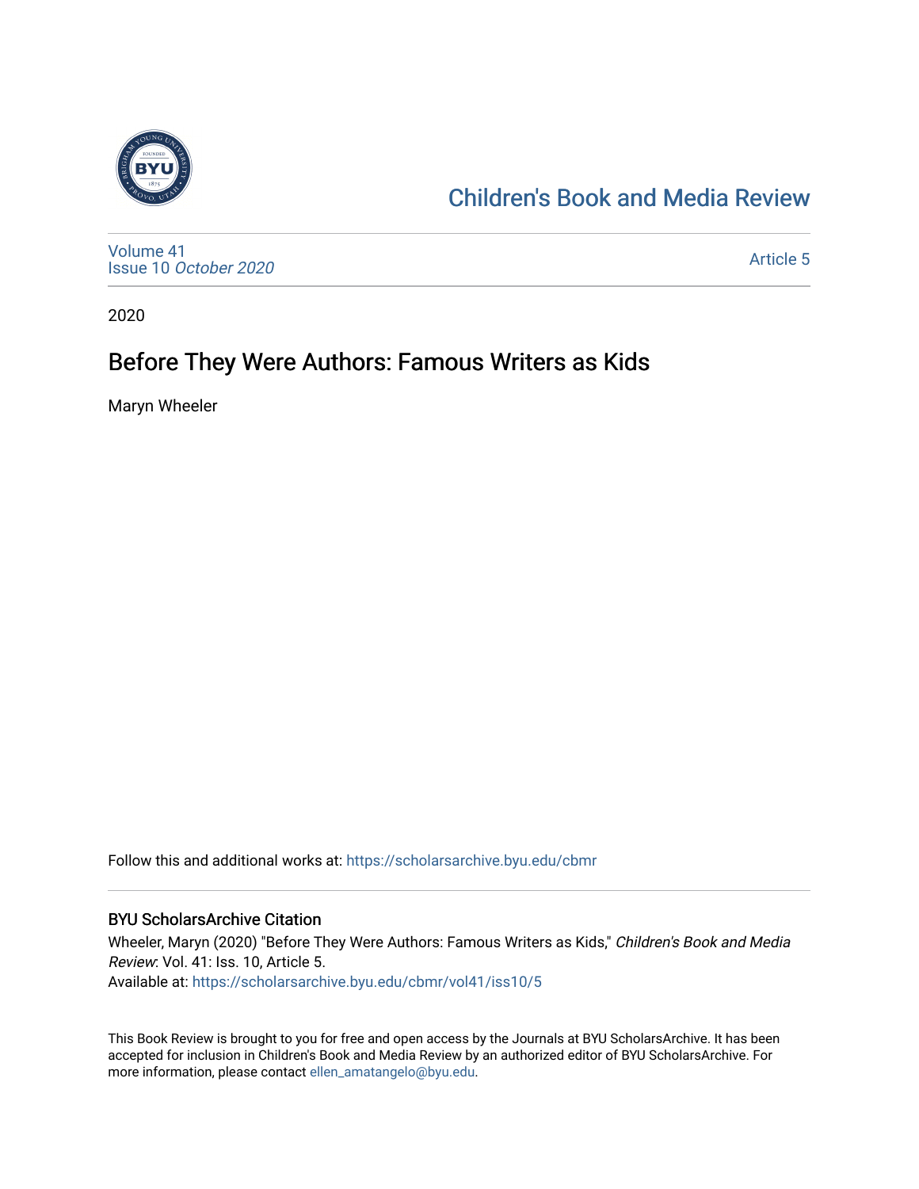Children's Book and Media Review

Volume 41
Issue 10 *October 2020*

Article 5

2020

# Before They Were Authors: Famous Writers as Kids

Maryn Wheeler

Follow this and additional works at: https://scholarsarchive.byu.edu/cbmr

## BYU ScholarsArchive Citation

Wheeler, Maryn (2020) "Before They Were Authors: Famous Writers as Kids," *Children's Book and Media Review*: Vol. 41: Iss. 10, Article 5.
Available at: https://scholarsarchive.byu.edu/cbmr/vol41/iss10/5

This Book Review is brought to you for free and open access by the Journals at BYU ScholarsArchive. It has been accepted for inclusion in Children's Book and Media Review by an authorized editor of BYU ScholarsArchive. For more information, please contact ellen_amatangelo@byu.edu.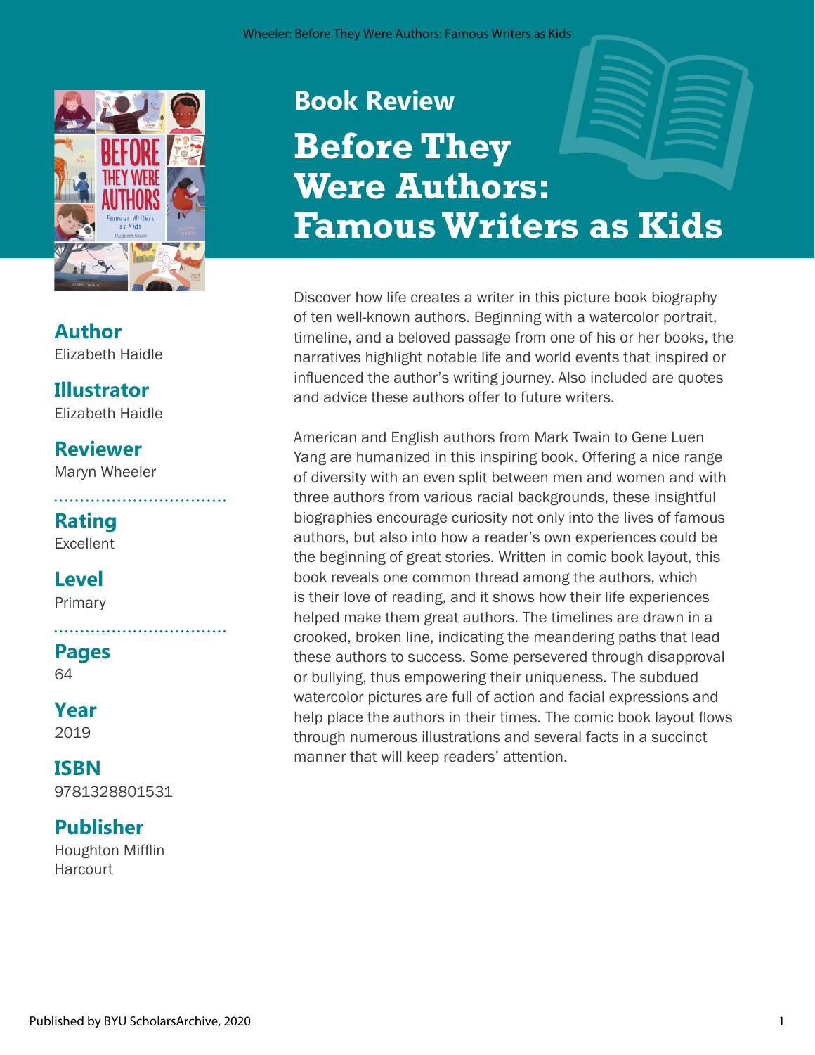## Book Review

# Before They Were Authors: Famous Writers as Kids

**Author**
Elizabeth Haidle

**Illustrator**
Elizabeth Haidle

**Reviewer**
Maryn Wheeler

**Rating**
Excellent

**Level**
Primary

**Pages**
64

**Year**
2019

**ISBN**
9781328801531

**Publisher**
Houghton Mifflin Harcourt

Discover how life creates a writer in this picture book biography of ten well-known authors. Beginning with a watercolor portrait, timeline, and a beloved passage from one of his or her books, the narratives highlight notable life and world events that inspired or influenced the author's writing journey. Also included are quotes and advice these authors offer to future writers.

American and English authors from Mark Twain to Gene Luen Yang are humanized in this inspiring book. Offering a nice range of diversity with an even split between men and women and with three authors from various racial backgrounds, these insightful biographies encourage curiosity not only into the lives of famous authors, but also into how a reader's own experiences could be the beginning of great stories. Written in comic book layout, this book reveals one common thread among the authors, which is their love of reading, and it shows how their life experiences helped make them great authors. The timelines are drawn in a crooked, broken line, indicating the meandering paths that lead these authors to success. Some persevered through disapproval or bullying, thus empowering their uniqueness. The subdued watercolor pictures are full of action and facial expressions and help place the authors in their times. The comic book layout flows through numerous illustrations and several facts in a succinct manner that will keep readers' attention.